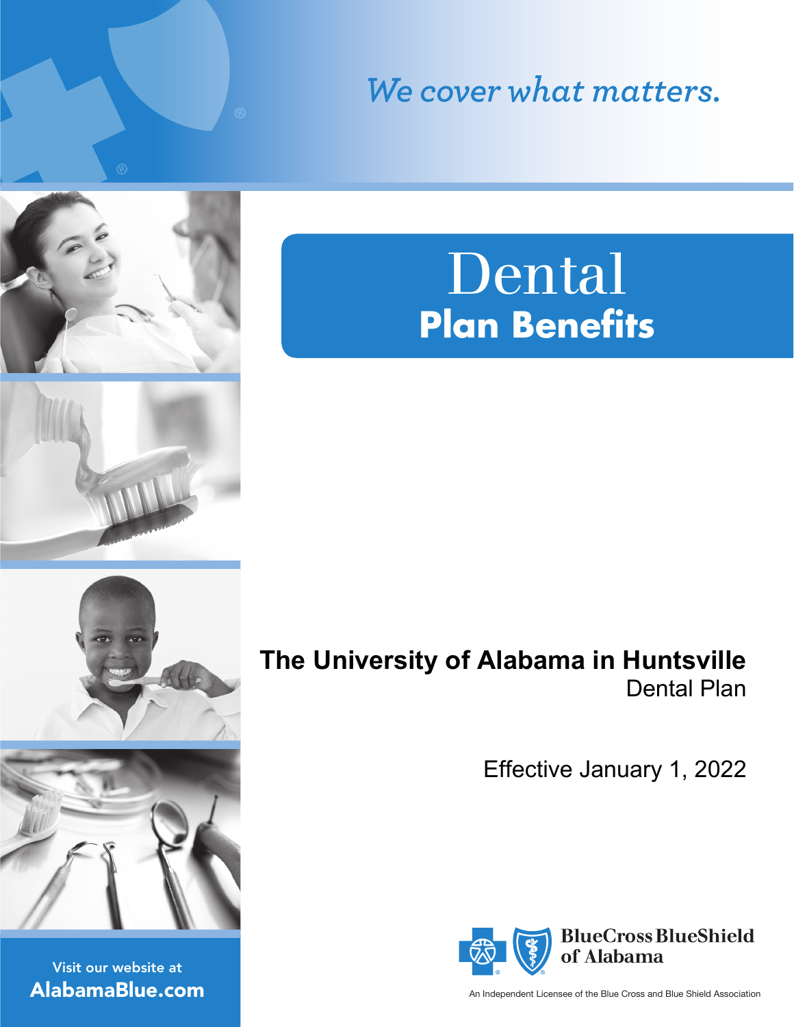*We cover what matters.*

# Dental
## Plan Benefits

**The University of Alabama in Huntsville**
Dental Plan

Effective January 1, 2022

Visit our website at
**AlabamaBlue.com**

BlueCross BlueShield of Alabama

An Independent Licensee of the Blue Cross and Blue Shield Association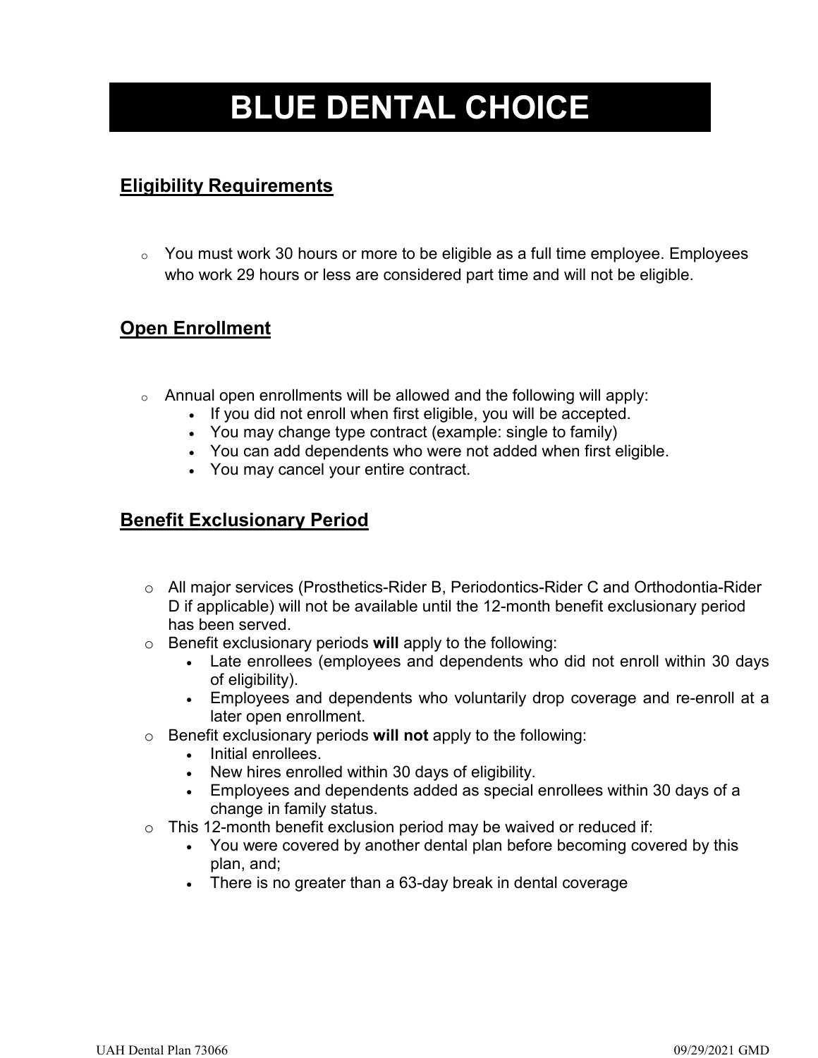# BLUE DENTAL CHOICE

## Eligibility Requirements

- You must work 30 hours or more to be eligible as a full time employee. Employees who work 29 hours or less are considered part time and will not be eligible.

## Open Enrollment

- Annual open enrollments will be allowed and the following will apply:
  - If you did not enroll when first eligible, you will be accepted.
  - You may change type contract (example: single to family)
  - You can add dependents who were not added when first eligible.
  - You may cancel your entire contract.

## Benefit Exclusionary Period

- All major services (Prosthetics-Rider B, Periodontics-Rider C and Orthodontia-Rider D if applicable) will not be available until the 12-month benefit exclusionary period has been served.
- Benefit exclusionary periods **will** apply to the following:
  - Late enrollees (employees and dependents who did not enroll within 30 days of eligibility).
  - Employees and dependents who voluntarily drop coverage and re-enroll at a later open enrollment.
- Benefit exclusionary periods **will not** apply to the following:
  - Initial enrollees.
  - New hires enrolled within 30 days of eligibility.
  - Employees and dependents added as special enrollees within 30 days of a change in family status.
- This 12-month benefit exclusion period may be waived or reduced if:
  - You were covered by another dental plan before becoming covered by this plan, and;
  - There is no greater than a 63-day break in dental coverage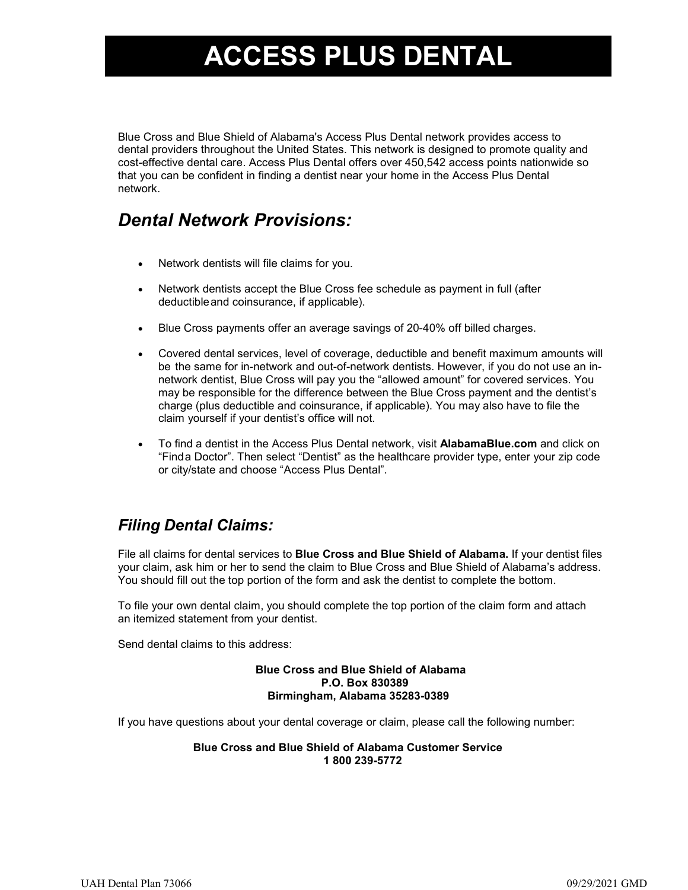# ACCESS PLUS DENTAL

Blue Cross and Blue Shield of Alabama's Access Plus Dental network provides access to dental providers throughout the United States. This network is designed to promote quality and cost-effective dental care. Access Plus Dental offers over 450,542 access points nationwide so that you can be confident in finding a dentist near your home in the Access Plus Dental network.

## *Dental Network Provisions:*

- Network dentists will file claims for you.
- Network dentists accept the Blue Cross fee schedule as payment in full (after deductible and coinsurance, if applicable).
- Blue Cross payments offer an average savings of 20-40% off billed charges.
- Covered dental services, level of coverage, deductible and benefit maximum amounts will be the same for in-network and out-of-network dentists. However, if you do not use an in-network dentist, Blue Cross will pay you the "allowed amount" for covered services. You may be responsible for the difference between the Blue Cross payment and the dentist's charge (plus deductible and coinsurance, if applicable). You may also have to file the claim yourself if your dentist's office will not.
- To find a dentist in the Access Plus Dental network, visit **AlabamaBlue.com** and click on "Find a Doctor". Then select "Dentist" as the healthcare provider type, enter your zip code or city/state and choose "Access Plus Dental".

## *Filing Dental Claims:*

File all claims for dental services to **Blue Cross and Blue Shield of Alabama.** If your dentist files your claim, ask him or her to send the claim to Blue Cross and Blue Shield of Alabama's address. You should fill out the top portion of the form and ask the dentist to complete the bottom.

To file your own dental claim, you should complete the top portion of the claim form and attach an itemized statement from your dentist.

Send dental claims to this address:

**Blue Cross and Blue Shield of Alabama**
**P.O. Box 830389**
**Birmingham, Alabama 35283-0389**

If you have questions about your dental coverage or claim, please call the following number:

**Blue Cross and Blue Shield of Alabama Customer Service**
**1 800 239-5772**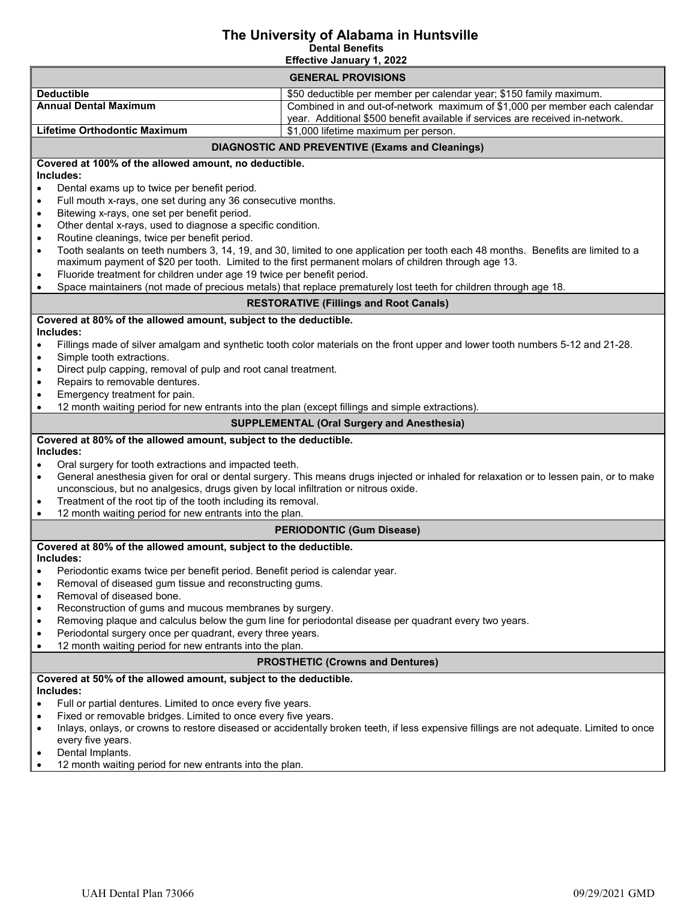# The University of Alabama in Huntsville

**Dental Benefits**

**Effective January 1, 2022**

| GENERAL PROVISIONS | |
|---|---|
| **Deductible** | $50 deductible per member per calendar year; $150 family maximum. |
| **Annual Dental Maximum** | Combined in and out-of-network maximum of $1,000 per member each calendar year. Additional $500 benefit available if services are received in-network. |
| **Lifetime Orthodontic Maximum** | $1,000 lifetime maximum per person. |

## DIAGNOSTIC AND PREVENTIVE (Exams and Cleanings)

**Covered at 100% of the allowed amount, no deductible.**
**Includes:**

- Dental exams up to twice per benefit period.
- Full mouth x-rays, one set during any 36 consecutive months.
- Bitewing x-rays, one set per benefit period.
- Other dental x-rays, used to diagnose a specific condition.
- Routine cleanings, twice per benefit period.
- Tooth sealants on teeth numbers 3, 14, 19, and 30, limited to one application per tooth each 48 months. Benefits are limited to a maximum payment of $20 per tooth. Limited to the first permanent molars of children through age 13.
- Fluoride treatment for children under age 19 twice per benefit period.
- Space maintainers (not made of precious metals) that replace prematurely lost teeth for children through age 18.

## RESTORATIVE (Fillings and Root Canals)

**Covered at 80% of the allowed amount, subject to the deductible.**
**Includes:**

- Fillings made of silver amalgam and synthetic tooth color materials on the front upper and lower tooth numbers 5-12 and 21-28.
- Simple tooth extractions.
- Direct pulp capping, removal of pulp and root canal treatment.
- Repairs to removable dentures.
- Emergency treatment for pain.
- 12 month waiting period for new entrants into the plan (except fillings and simple extractions).

## SUPPLEMENTAL (Oral Surgery and Anesthesia)

**Covered at 80% of the allowed amount, subject to the deductible.**
**Includes:**

- Oral surgery for tooth extractions and impacted teeth.
- General anesthesia given for oral or dental surgery. This means drugs injected or inhaled for relaxation or to lessen pain, or to make unconscious, but no analgesics, drugs given by local infiltration or nitrous oxide.
- Treatment of the root tip of the tooth including its removal.
- 12 month waiting period for new entrants into the plan.

## PERIODONTIC (Gum Disease)

**Covered at 80% of the allowed amount, subject to the deductible.**
**Includes:**

- Periodontic exams twice per benefit period. Benefit period is calendar year.
- Removal of diseased gum tissue and reconstructing gums.
- Removal of diseased bone.
- Reconstruction of gums and mucous membranes by surgery.
- Removing plaque and calculus below the gum line for periodontal disease per quadrant every two years.
- Periodontal surgery once per quadrant, every three years.
- 12 month waiting period for new entrants into the plan.

## PROSTHETIC (Crowns and Dentures)

**Covered at 50% of the allowed amount, subject to the deductible.**
**Includes:**

- Full or partial dentures. Limited to once every five years.
- Fixed or removable bridges. Limited to once every five years.
- Inlays, onlays, or crowns to restore diseased or accidentally broken teeth, if less expensive fillings are not adequate. Limited to once every five years.
- Dental Implants.
- 12 month waiting period for new entrants into the plan.

UAH Dental Plan 73066 09/29/2021 GMD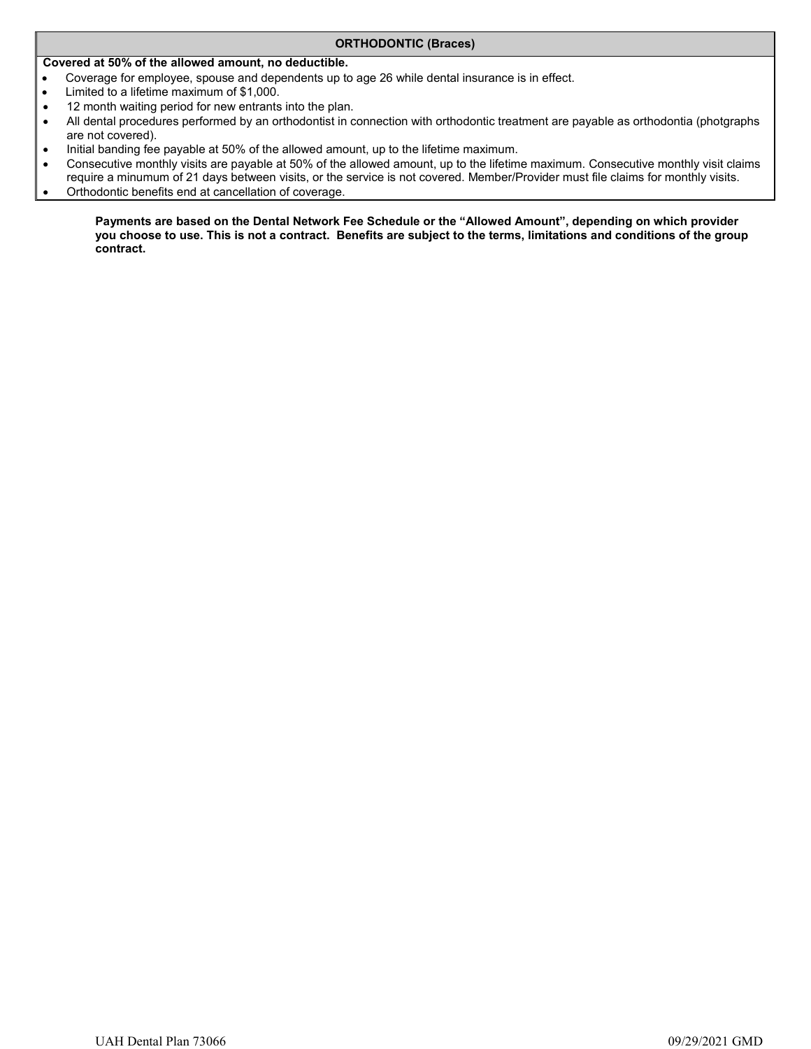## ORTHODONTIC (Braces)

**Covered at 50% of the allowed amount, no deductible.**

- Coverage for employee, spouse and dependents up to age 26 while dental insurance is in effect.
- Limited to a lifetime maximum of $1,000.
- 12 month waiting period for new entrants into the plan.
- All dental procedures performed by an orthodontist in connection with orthodontic treatment are payable as orthodontia (photgraphs are not covered).
- Initial banding fee payable at 50% of the allowed amount, up to the lifetime maximum.
- Consecutive monthly visits are payable at 50% of the allowed amount, up to the lifetime maximum. Consecutive monthly visit claims require a minumum of 21 days between visits, or the service is not covered. Member/Provider must file claims for monthly visits.
- Orthodontic benefits end at cancellation of coverage.

**Payments are based on the Dental Network Fee Schedule or the "Allowed Amount", depending on which provider you choose to use. This is not a contract. Benefits are subject to the terms, limitations and conditions of the group contract.**